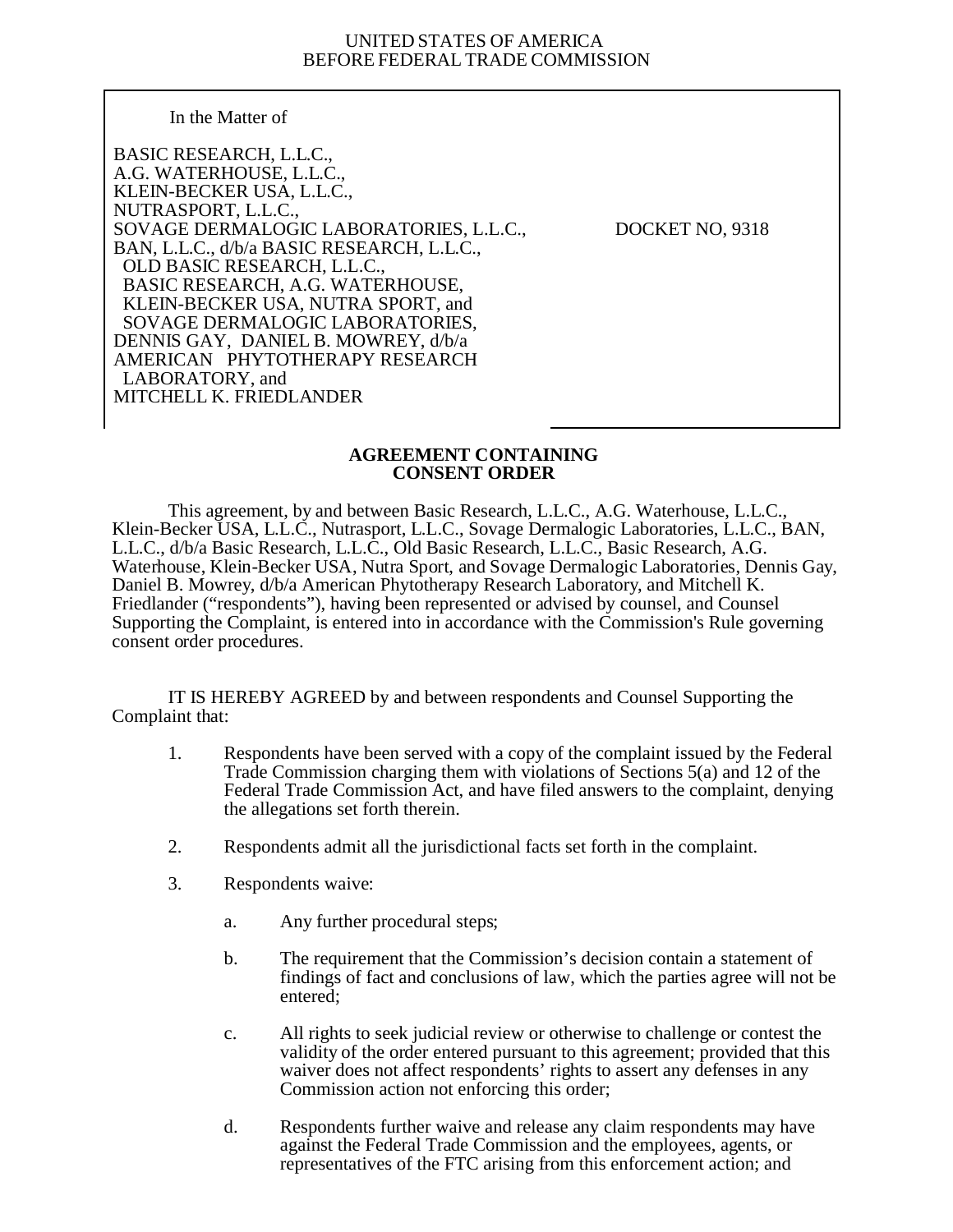UNITED STATES OF AMERICA
BEFORE FEDERAL TRADE COMMISSION

| In the Matter of | |
|---|---|
| BASIC RESEARCH, L.L.C., A.G. WATERHOUSE, L.L.C., KLEIN-BECKER USA, L.L.C., NUTRASPORT, L.L.C., SOVAGE DERMALOGIC LABORATORIES, L.L.C., BAN, L.L.C., d/b/a BASIC RESEARCH, L.L.C., OLD BASIC RESEARCH, L.L.C., BASIC RESEARCH, A.G. WATERHOUSE, KLEIN-BECKER USA, NUTRA SPORT, and SOVAGE DERMALOGIC LABORATORIES, DENNIS GAY, DANIEL B. MOWREY, d/b/a AMERICAN PHYTOTHERAPY RESEARCH LABORATORY, and MITCHELL K. FRIEDLANDER | DOCKET NO, 9318 |

**AGREEMENT CONTAINING CONSENT ORDER**

This agreement, by and between Basic Research, L.L.C., A.G. Waterhouse, L.L.C., Klein-Becker USA, L.L.C., Nutrasport, L.L.C., Sovage Dermalogic Laboratories, L.L.C., BAN, L.L.C., d/b/a Basic Research, L.L.C., Old Basic Research, L.L.C., Basic Research, A.G. Waterhouse, Klein-Becker USA, Nutra Sport, and Sovage Dermalogic Laboratories, Dennis Gay, Daniel B. Mowrey, d/b/a American Phytotherapy Research Laboratory, and Mitchell K. Friedlander ("respondents"), having been represented or advised by counsel, and Counsel Supporting the Complaint, is entered into in accordance with the Commission's Rule governing consent order procedures.

IT IS HEREBY AGREED by and between respondents and Counsel Supporting the Complaint that:

1. Respondents have been served with a copy of the complaint issued by the Federal Trade Commission charging them with violations of Sections 5(a) and 12 of the Federal Trade Commission Act, and have filed answers to the complaint, denying the allegations set forth therein.

2. Respondents admit all the jurisdictional facts set forth in the complaint.

3. Respondents waive:

   a. Any further procedural steps;

   b. The requirement that the Commission's decision contain a statement of findings of fact and conclusions of law, which the parties agree will not be entered;

   c. All rights to seek judicial review or otherwise to challenge or contest the validity of the order entered pursuant to this agreement; provided that this waiver does not affect respondents' rights to assert any defenses in any Commission action not enforcing this order;

   d. Respondents further waive and release any claim respondents may have against the Federal Trade Commission and the employees, agents, or representatives of the FTC arising from this enforcement action; and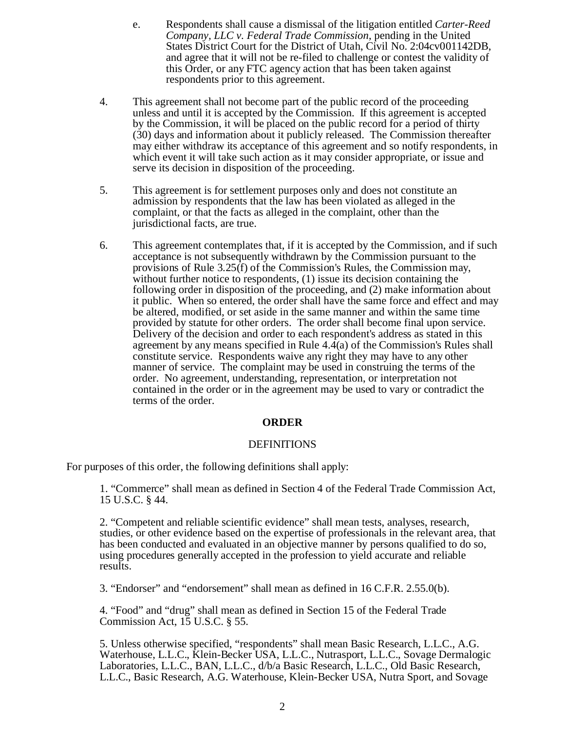e. Respondents shall cause a dismissal of the litigation entitled *Carter-Reed Company, LLC v. Federal Trade Commission*, pending in the United States District Court for the District of Utah, Civil No. 2:04cv001142DB, and agree that it will not be re-filed to challenge or contest the validity of this Order, or any FTC agency action that has been taken against respondents prior to this agreement.

4. This agreement shall not become part of the public record of the proceeding unless and until it is accepted by the Commission. If this agreement is accepted by the Commission, it will be placed on the public record for a period of thirty (30) days and information about it publicly released. The Commission thereafter may either withdraw its acceptance of this agreement and so notify respondents, in which event it will take such action as it may consider appropriate, or issue and serve its decision in disposition of the proceeding.

5. This agreement is for settlement purposes only and does not constitute an admission by respondents that the law has been violated as alleged in the complaint, or that the facts as alleged in the complaint, other than the jurisdictional facts, are true.

6. This agreement contemplates that, if it is accepted by the Commission, and if such acceptance is not subsequently withdrawn by the Commission pursuant to the provisions of Rule 3.25(f) of the Commission's Rules, the Commission may, without further notice to respondents, (1) issue its decision containing the following order in disposition of the proceeding, and (2) make information about it public. When so entered, the order shall have the same force and effect and may be altered, modified, or set aside in the same manner and within the same time provided by statute for other orders. The order shall become final upon service. Delivery of the decision and order to each respondent's address as stated in this agreement by any means specified in Rule 4.4(a) of the Commission's Rules shall constitute service. Respondents waive any right they may have to any other manner of service. The complaint may be used in construing the terms of the order. No agreement, understanding, representation, or interpretation not contained in the order or in the agreement may be used to vary or contradict the terms of the order.

## ORDER

### DEFINITIONS

For purposes of this order, the following definitions shall apply:

1. "Commerce" shall mean as defined in Section 4 of the Federal Trade Commission Act, 15 U.S.C. § 44.

2. "Competent and reliable scientific evidence" shall mean tests, analyses, research, studies, or other evidence based on the expertise of professionals in the relevant area, that has been conducted and evaluated in an objective manner by persons qualified to do so, using procedures generally accepted in the profession to yield accurate and reliable results.

3. "Endorser" and "endorsement" shall mean as defined in 16 C.F.R. 2.55.0(b).

4. "Food" and "drug" shall mean as defined in Section 15 of the Federal Trade Commission Act, 15 U.S.C. § 55.

5. Unless otherwise specified, "respondents" shall mean Basic Research, L.L.C., A.G. Waterhouse, L.L.C., Klein-Becker USA, L.L.C., Nutrasport, L.L.C., Sovage Dermalogic Laboratories, L.L.C., BAN, L.L.C., d/b/a Basic Research, L.L.C., Old Basic Research, L.L.C., Basic Research, A.G. Waterhouse, Klein-Becker USA, Nutra Sport, and Sovage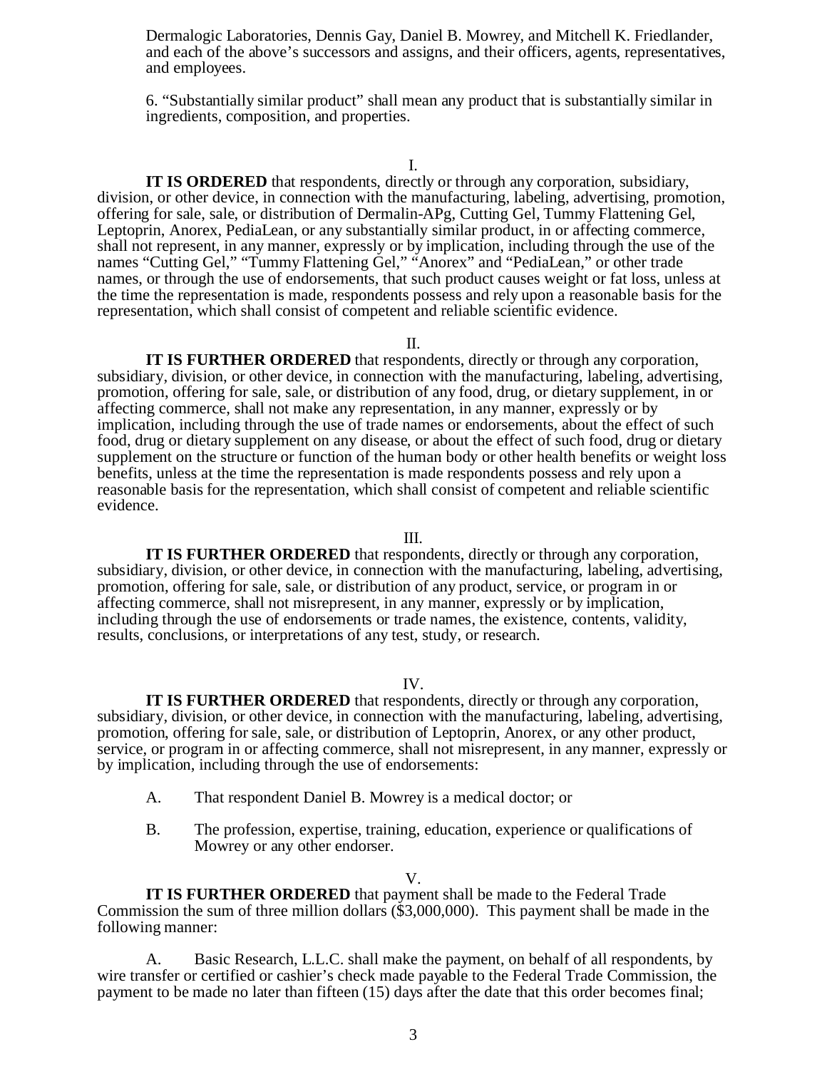Dermalogic Laboratories, Dennis Gay, Daniel B. Mowrey, and Mitchell K. Friedlander, and each of the above's successors and assigns, and their officers, agents, representatives, and employees.

6. "Substantially similar product" shall mean any product that is substantially similar in ingredients, composition, and properties.

I.

**IT IS ORDERED** that respondents, directly or through any corporation, subsidiary, division, or other device, in connection with the manufacturing, labeling, advertising, promotion, offering for sale, sale, or distribution of Dermalin-APg, Cutting Gel, Tummy Flattening Gel, Leptoprin, Anorex, PediaLean, or any substantially similar product, in or affecting commerce, shall not represent, in any manner, expressly or by implication, including through the use of the names "Cutting Gel," "Tummy Flattening Gel," "Anorex" and "PediaLean," or other trade names, or through the use of endorsements, that such product causes weight or fat loss, unless at the time the representation is made, respondents possess and rely upon a reasonable basis for the representation, which shall consist of competent and reliable scientific evidence.

II.

**IT IS FURTHER ORDERED** that respondents, directly or through any corporation, subsidiary, division, or other device, in connection with the manufacturing, labeling, advertising, promotion, offering for sale, sale, or distribution of any food, drug, or dietary supplement, in or affecting commerce, shall not make any representation, in any manner, expressly or by implication, including through the use of trade names or endorsements, about the effect of such food, drug or dietary supplement on any disease, or about the effect of such food, drug or dietary supplement on the structure or function of the human body or other health benefits or weight loss benefits, unless at the time the representation is made respondents possess and rely upon a reasonable basis for the representation, which shall consist of competent and reliable scientific evidence.

III.

**IT IS FURTHER ORDERED** that respondents, directly or through any corporation, subsidiary, division, or other device, in connection with the manufacturing, labeling, advertising, promotion, offering for sale, sale, or distribution of any product, service, or program in or affecting commerce, shall not misrepresent, in any manner, expressly or by implication, including through the use of endorsements or trade names, the existence, contents, validity, results, conclusions, or interpretations of any test, study, or research.

IV.

**IT IS FURTHER ORDERED** that respondents, directly or through any corporation, subsidiary, division, or other device, in connection with the manufacturing, labeling, advertising, promotion, offering for sale, sale, or distribution of Leptoprin, Anorex, or any other product, service, or program in or affecting commerce, shall not misrepresent, in any manner, expressly or by implication, including through the use of endorsements:

A. That respondent Daniel B. Mowrey is a medical doctor; or

B. The profession, expertise, training, education, experience or qualifications of Mowrey or any other endorser.

V.

**IT IS FURTHER ORDERED** that payment shall be made to the Federal Trade Commission the sum of three million dollars ($3,000,000). This payment shall be made in the following manner:

A. Basic Research, L.L.C. shall make the payment, on behalf of all respondents, by wire transfer or certified or cashier's check made payable to the Federal Trade Commission, the payment to be made no later than fifteen (15) days after the date that this order becomes final;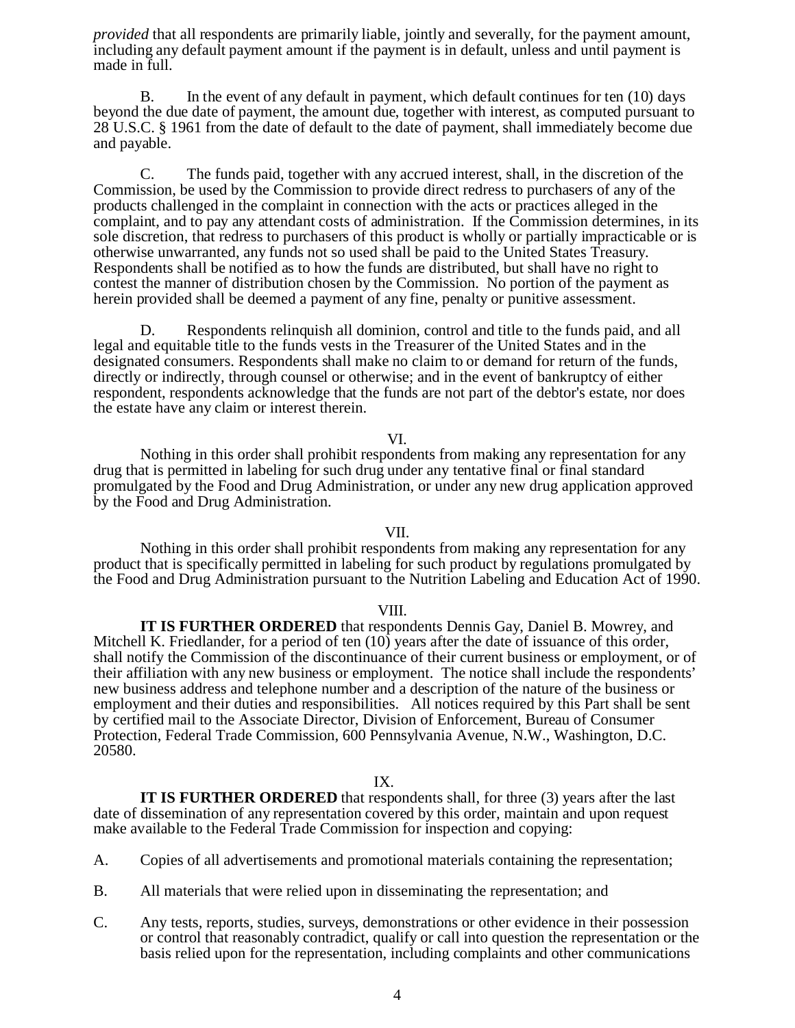*provided* that all respondents are primarily liable, jointly and severally, for the payment amount, including any default payment amount if the payment is in default, unless and until payment is made in full.

B. In the event of any default in payment, which default continues for ten (10) days beyond the due date of payment, the amount due, together with interest, as computed pursuant to 28 U.S.C. § 1961 from the date of default to the date of payment, shall immediately become due and payable.

C. The funds paid, together with any accrued interest, shall, in the discretion of the Commission, be used by the Commission to provide direct redress to purchasers of any of the products challenged in the complaint in connection with the acts or practices alleged in the complaint, and to pay any attendant costs of administration. If the Commission determines, in its sole discretion, that redress to purchasers of this product is wholly or partially impracticable or is otherwise unwarranted, any funds not so used shall be paid to the United States Treasury. Respondents shall be notified as to how the funds are distributed, but shall have no right to contest the manner of distribution chosen by the Commission. No portion of the payment as herein provided shall be deemed a payment of any fine, penalty or punitive assessment.

D. Respondents relinquish all dominion, control and title to the funds paid, and all legal and equitable title to the funds vests in the Treasurer of the United States and in the designated consumers. Respondents shall make no claim to or demand for return of the funds, directly or indirectly, through counsel or otherwise; and in the event of bankruptcy of either respondent, respondents acknowledge that the funds are not part of the debtor's estate, nor does the estate have any claim or interest therein.

VI.

Nothing in this order shall prohibit respondents from making any representation for any drug that is permitted in labeling for such drug under any tentative final or final standard promulgated by the Food and Drug Administration, or under any new drug application approved by the Food and Drug Administration.

VII.

Nothing in this order shall prohibit respondents from making any representation for any product that is specifically permitted in labeling for such product by regulations promulgated by the Food and Drug Administration pursuant to the Nutrition Labeling and Education Act of 1990.

VIII.

**IT IS FURTHER ORDERED** that respondents Dennis Gay, Daniel B. Mowrey, and Mitchell K. Friedlander, for a period of ten (10) years after the date of issuance of this order, shall notify the Commission of the discontinuance of their current business or employment, or of their affiliation with any new business or employment. The notice shall include the respondents' new business address and telephone number and a description of the nature of the business or employment and their duties and responsibilities. All notices required by this Part shall be sent by certified mail to the Associate Director, Division of Enforcement, Bureau of Consumer Protection, Federal Trade Commission, 600 Pennsylvania Avenue, N.W., Washington, D.C. 20580.

IX.

**IT IS FURTHER ORDERED** that respondents shall, for three (3) years after the last date of dissemination of any representation covered by this order, maintain and upon request make available to the Federal Trade Commission for inspection and copying:

A. Copies of all advertisements and promotional materials containing the representation;

B. All materials that were relied upon in disseminating the representation; and

C. Any tests, reports, studies, surveys, demonstrations or other evidence in their possession or control that reasonably contradict, qualify or call into question the representation or the basis relied upon for the representation, including complaints and other communications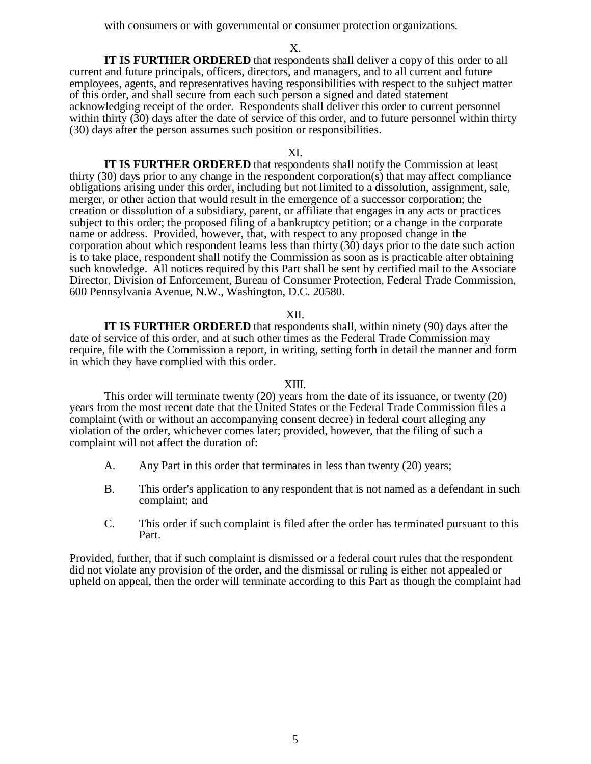with consumers or with governmental or consumer protection organizations.

X.

**IT IS FURTHER ORDERED** that respondents shall deliver a copy of this order to all current and future principals, officers, directors, and managers, and to all current and future employees, agents, and representatives having responsibilities with respect to the subject matter of this order, and shall secure from each such person a signed and dated statement acknowledging receipt of the order. Respondents shall deliver this order to current personnel within thirty (30) days after the date of service of this order, and to future personnel within thirty (30) days after the person assumes such position or responsibilities.

XI.

**IT IS FURTHER ORDERED** that respondents shall notify the Commission at least thirty (30) days prior to any change in the respondent corporation(s) that may affect compliance obligations arising under this order, including but not limited to a dissolution, assignment, sale, merger, or other action that would result in the emergence of a successor corporation; the creation or dissolution of a subsidiary, parent, or affiliate that engages in any acts or practices subject to this order; the proposed filing of a bankruptcy petition; or a change in the corporate name or address. Provided, however, that, with respect to any proposed change in the corporation about which respondent learns less than thirty (30) days prior to the date such action is to take place, respondent shall notify the Commission as soon as is practicable after obtaining such knowledge. All notices required by this Part shall be sent by certified mail to the Associate Director, Division of Enforcement, Bureau of Consumer Protection, Federal Trade Commission, 600 Pennsylvania Avenue, N.W., Washington, D.C. 20580.

XII.

**IT IS FURTHER ORDERED** that respondents shall, within ninety (90) days after the date of service of this order, and at such other times as the Federal Trade Commission may require, file with the Commission a report, in writing, setting forth in detail the manner and form in which they have complied with this order.

XIII.

This order will terminate twenty (20) years from the date of its issuance, or twenty (20) years from the most recent date that the United States or the Federal Trade Commission files a complaint (with or without an accompanying consent decree) in federal court alleging any violation of the order, whichever comes later; provided, however, that the filing of such a complaint will not affect the duration of:

A. Any Part in this order that terminates in less than twenty (20) years;

B. This order's application to any respondent that is not named as a defendant in such complaint; and

C. This order if such complaint is filed after the order has terminated pursuant to this Part.

Provided, further, that if such complaint is dismissed or a federal court rules that the respondent did not violate any provision of the order, and the dismissal or ruling is either not appealed or upheld on appeal, then the order will terminate according to this Part as though the complaint had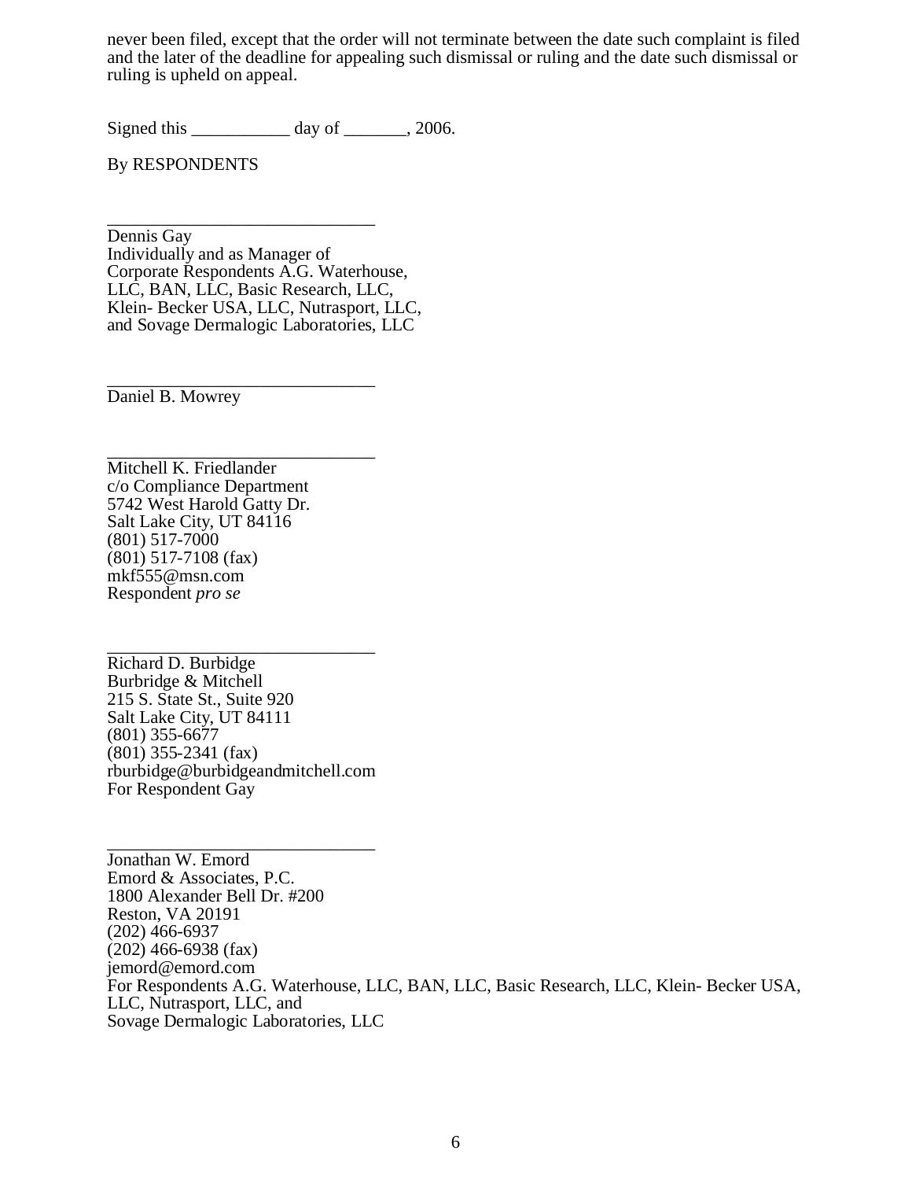never been filed, except that the order will not terminate between the date such complaint is filed and the later of the deadline for appealing such dismissal or ruling and the date such dismissal or ruling is upheld on appeal.

Signed this ___________ day of _______, 2006.

By RESPONDENTS

______________________________
Dennis Gay
Individually and as Manager of
Corporate Respondents A.G. Waterhouse,
LLC, BAN, LLC, Basic Research, LLC,
Klein- Becker USA, LLC, Nutrasport, LLC,
and Sovage Dermalogic Laboratories, LLC

______________________________
Daniel B. Mowrey

______________________________
Mitchell K. Friedlander
c/o Compliance Department
5742 West Harold Gatty Dr.
Salt Lake City, UT 84116
(801) 517-7000
(801) 517-7108 (fax)
mkf555@msn.com
Respondent *pro se*

______________________________
Richard D. Burbidge
Burbridge & Mitchell
215 S. State St., Suite 920
Salt Lake City, UT 84111
(801) 355-6677
(801) 355-2341 (fax)
rburbidge@burbidgeandmitchell.com
For Respondent Gay

______________________________
Jonathan W. Emord
Emord & Associates, P.C.
1800 Alexander Bell Dr. #200
Reston, VA 20191
(202) 466-6937
(202) 466-6938 (fax)
jemord@emord.com
For Respondents A.G. Waterhouse, LLC, BAN, LLC, Basic Research, LLC, Klein- Becker USA, LLC, Nutrasport, LLC, and
Sovage Dermalogic Laboratories, LLC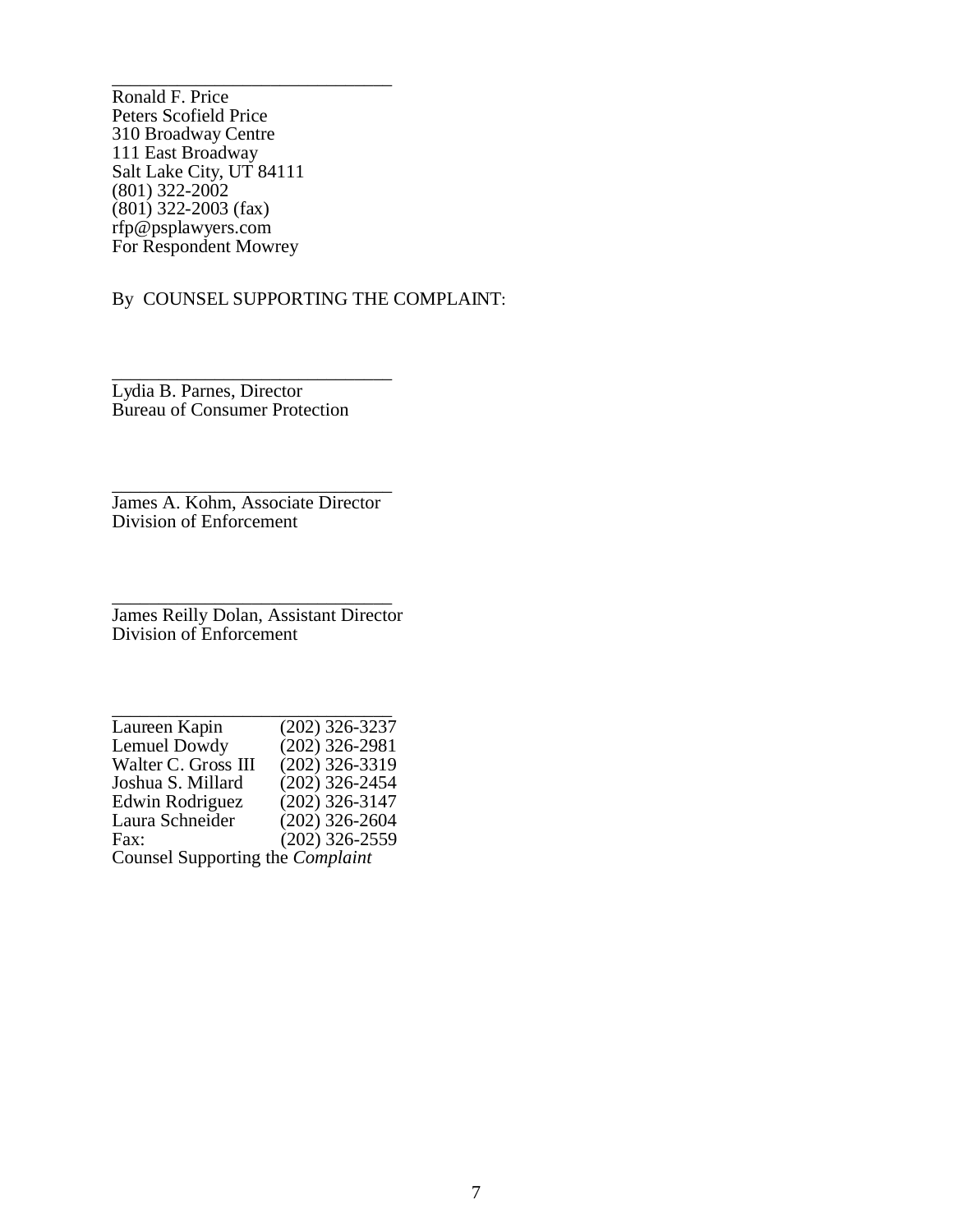\_\_\_\_\_\_\_\_\_\_\_\_\_\_\_\_\_\_\_\_\_\_\_\_\_\_\_\_\_\_\_

Ronald F. Price
Peters Scofield Price
310 Broadway Centre
111 East Broadway
Salt Lake City, UT 84111
(801) 322-2002
(801) 322-2003 (fax)
rfp@psplawyers.com
For Respondent Mowrey

By COUNSEL SUPPORTING THE COMPLAINT:

\_\_\_\_\_\_\_\_\_\_\_\_\_\_\_\_\_\_\_\_\_\_\_\_\_\_\_\_\_\_\_

Lydia B. Parnes, Director
Bureau of Consumer Protection

\_\_\_\_\_\_\_\_\_\_\_\_\_\_\_\_\_\_\_\_\_\_\_\_\_\_\_\_\_\_\_

James A. Kohm, Associate Director
Division of Enforcement

\_\_\_\_\_\_\_\_\_\_\_\_\_\_\_\_\_\_\_\_\_\_\_\_\_\_\_\_\_\_\_

James Reilly Dolan, Assistant Director
Division of Enforcement

\_\_\_\_\_\_\_\_\_\_\_\_\_\_\_\_\_\_\_\_\_\_\_\_\_\_\_\_\_\_\_

| | |
|---|---|
| Laureen Kapin | (202) 326-3237 |
| Lemuel Dowdy | (202) 326-2981 |
| Walter C. Gross III | (202) 326-3319 |
| Joshua S. Millard | (202) 326-2454 |
| Edwin Rodriguez | (202) 326-3147 |
| Laura Schneider | (202) 326-2604 |
| Fax: | (202) 326-2559 |

Counsel Supporting the *Complaint*